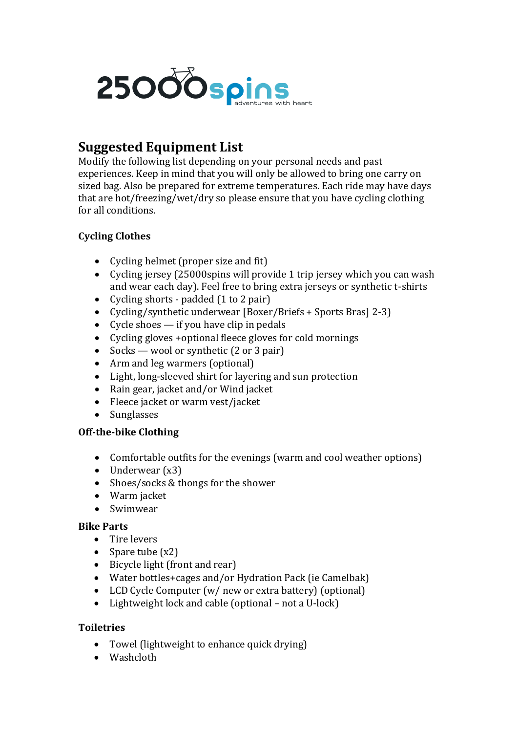25000spins
adventures with heart

# Suggested Equipment List

Modify the following list depending on your personal needs and past experiences. Keep in mind that you will only be allowed to bring one carry on sized bag. Also be prepared for extreme temperatures. Each ride may have days that are hot/freezing/wet/dry so please ensure that you have cycling clothing for all conditions.

### Cycling Clothes

- Cycling helmet (proper size and fit)
- Cycling jersey (25000spins will provide 1 trip jersey which you can wash and wear each day). Feel free to bring extra jerseys or synthetic t-shirts
- Cycling shorts - padded (1 to 2 pair)
- Cycling/synthetic underwear [Boxer/Briefs + Sports Bras] 2-3)
- Cycle shoes — if you have clip in pedals
- Cycling gloves +optional fleece gloves for cold mornings
- Socks — wool or synthetic (2 or 3 pair)
- Arm and leg warmers (optional)
- Light, long-sleeved shirt for layering and sun protection
- Rain gear, jacket and/or Wind jacket
- Fleece jacket or warm vest/jacket
- Sunglasses

### Off-the-bike Clothing

- Comfortable outfits for the evenings (warm and cool weather options)
- Underwear (x3)
- Shoes/socks & thongs for the shower
- Warm jacket
- Swimwear

### Bike Parts

- Tire levers
- Spare tube (x2)
- Bicycle light (front and rear)
- Water bottles+cages and/or Hydration Pack (ie Camelbak)
- LCD Cycle Computer (w/ new or extra battery) (optional)
- Lightweight lock and cable (optional – not a U-lock)

### Toiletries

- Towel (lightweight to enhance quick drying)
- Washcloth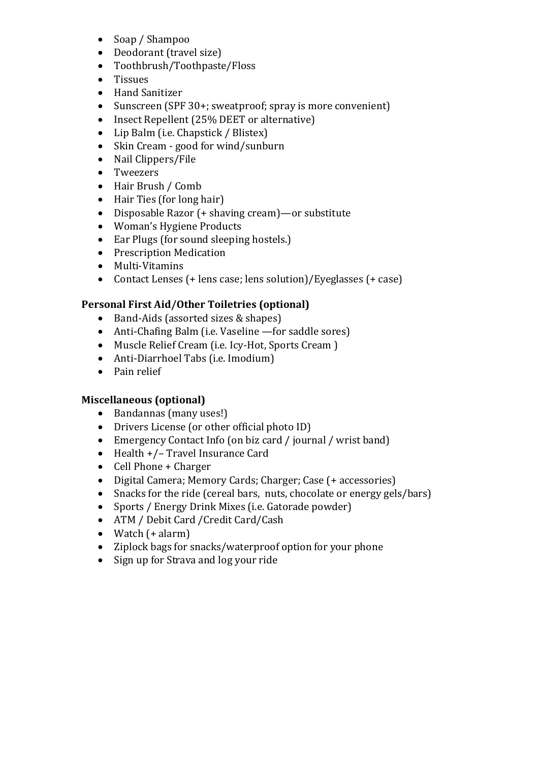- Soap / Shampoo
- Deodorant (travel size)
- Toothbrush/Toothpaste/Floss
- Tissues
- Hand Sanitizer
- Sunscreen (SPF 30+; sweatproof; spray is more convenient)
- Insect Repellent (25% DEET or alternative)
- Lip Balm (i.e. Chapstick / Blistex)
- Skin Cream - good for wind/sunburn
- Nail Clippers/File
- Tweezers
- Hair Brush / Comb
- Hair Ties (for long hair)
- Disposable Razor (+ shaving cream)—or substitute
- Woman's Hygiene Products
- Ear Plugs (for sound sleeping hostels.)
- Prescription Medication
- Multi-Vitamins
- Contact Lenses (+ lens case; lens solution)/Eyeglasses (+ case)

**Personal First Aid/Other Toiletries (optional)**

- Band-Aids (assorted sizes & shapes)
- Anti-Chafing Balm (i.e. Vaseline —for saddle sores)
- Muscle Relief Cream (i.e. Icy-Hot, Sports Cream )
- Anti-Diarrhoel Tabs (i.e. Imodium)
- Pain relief

**Miscellaneous (optional)**

- Bandannas (many uses!)
- Drivers License (or other official photo ID)
- Emergency Contact Info (on biz card / journal / wrist band)
- Health +/– Travel Insurance Card
- Cell Phone + Charger
- Digital Camera; Memory Cards; Charger; Case (+ accessories)
- Snacks for the ride (cereal bars, nuts, chocolate or energy gels/bars)
- Sports / Energy Drink Mixes (i.e. Gatorade powder)
- ATM / Debit Card /Credit Card/Cash
- Watch (+ alarm)
- Ziplock bags for snacks/waterproof option for your phone
- Sign up for Strava and log your ride